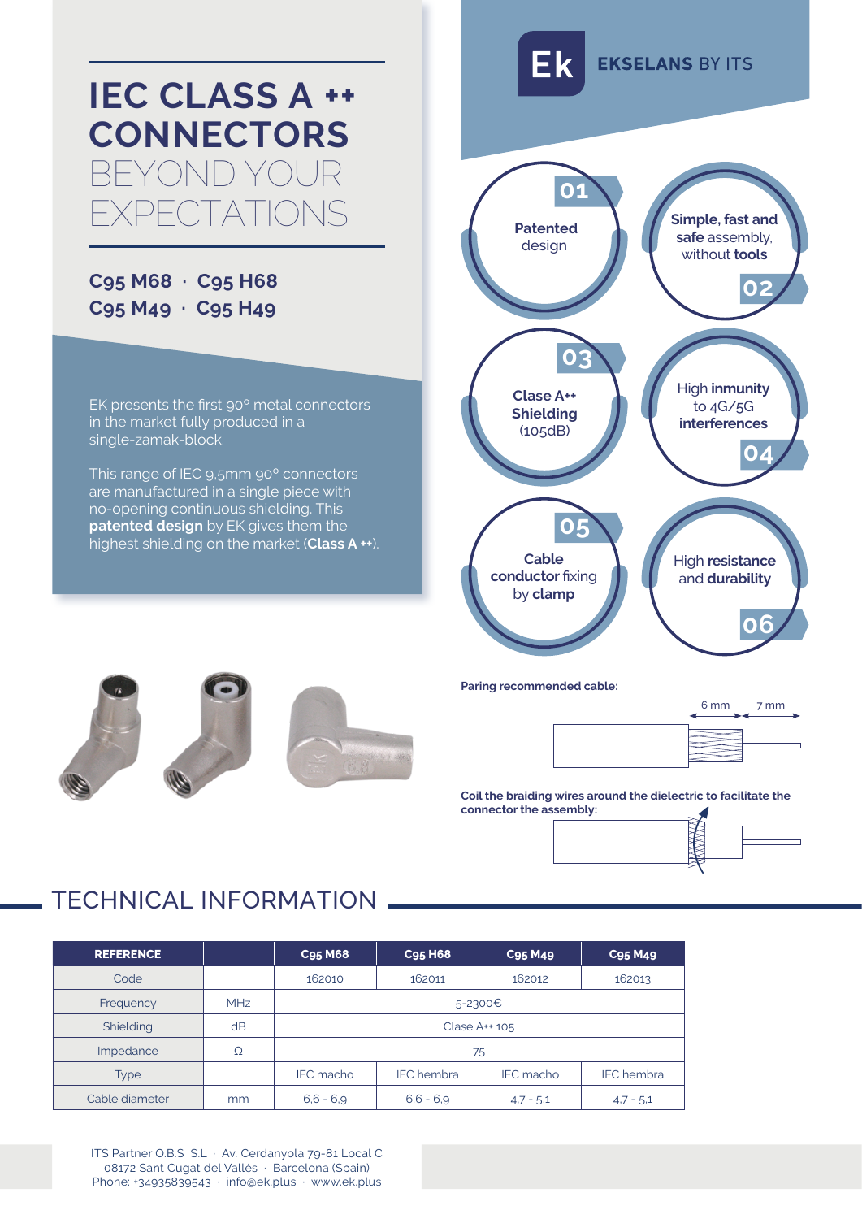# IEC CLASS A ++ CONNECTORS BEYOND YOUR EXPECTATIONS

**C95 M68 · C95 H68**
**C95 M49 · C95 H49**

EK presents the first 90° metal connectors in the market fully produced in a single-zamak-block.

This range of IEC 9,5mm 90° connectors are manufactured in a single piece with no-opening continuous shielding. This **patented design** by EK gives them the highest shielding on the market (**Class A ++**).

**EKSELANS** BY ITS

**01** Patented design

**02** **Simple, fast and safe** assembly, without **tools**

**03** **Clase A++ Shielding** (105dB)

**04** High **inmunity** to 4G/5G **interferences**

**05** **Cable conductor** fixing by **clamp**

**06** High **resistance** and **durability**

**Paring recommended cable:**

6 mm — 7 mm

**Coil the braiding wires around the dielectric to facilitate the connector the assembly:**

## TECHNICAL INFORMATION

| REFERENCE | | C95 M68 | C95 H68 | C95 M49 | C95 M49 |
|---|---|---|---|---|---|
| Code | | 162010 | 162011 | 162012 | 162013 |
| Frequency | MHz | 5-2300€ | | | |
| Shielding | dB | Clase A++ 105 | | | |
| Impedance | Ω | 75 | | | |
| Type | | IEC macho | IEC hembra | IEC macho | IEC hembra |
| Cable diameter | mm | 6,6 - 6,9 | 6,6 - 6,9 | 4,7 - 5,1 | 4,7 - 5,1 |

ITS Partner O.B.S S.L · Av. Cerdanyola 79-81 Local C
08172 Sant Cugat del Vallés · Barcelona (Spain)
Phone: +34935839543 · info@ek.plus · www.ek.plus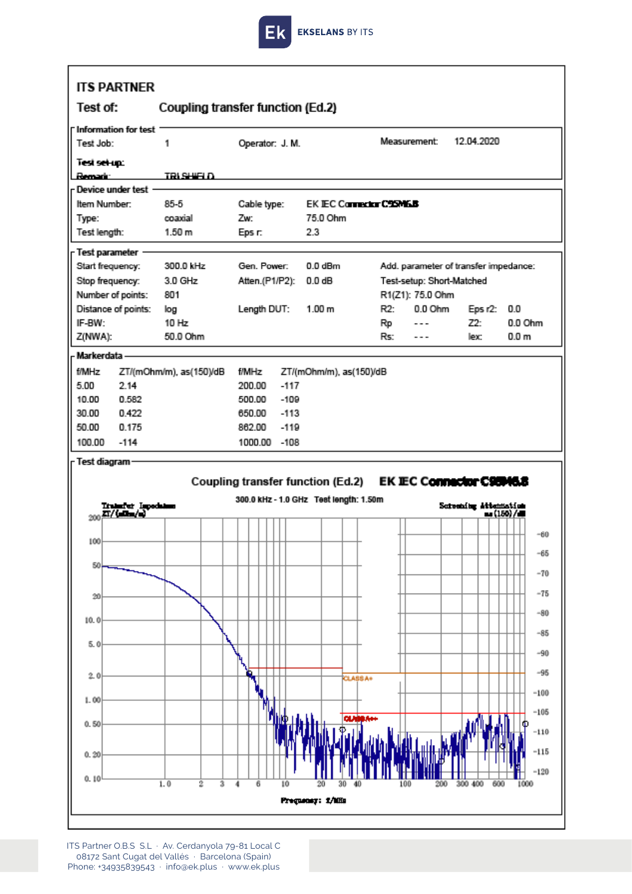# ITS PARTNER

**Test of:** Coupling transfer function (Ed.2)

## Information for test

| | | | | | |
|---|---|---|---|---|---|
| Test Job: | 1 | Operator: J. M. | | Measurement: | 12.04.2020 |

Test set-up:

Remark: TRI SHIELD

## Device under test

| | | | |
|---|---|---|---|
| Item Number: | 85-5 | Cable type: | EK IEC Connector C95M6.8 |
| Type: | coaxial | Zw: | 75.0 Ohm |
| Test length: | 1.50 m | Eps r: | 2.3 |

## Test parameter

| | | | | | | | |
|---|---|---|---|---|---|---|---|
| Start frequency: | 300.0 kHz | Gen. Power: | 0.0 dBm | Add. parameter of transfer impedance: | | | |
| Stop frequency: | 3.0 GHz | Atten.(P1/P2): | 0.0 dB | Test-setup: Short-Matched | | | |
| Number of points: | 801 | | | R1(Z1): 75.0 Ohm | | | |
| Distance of points: | log | Length DUT: | 1.00 m | R2: | 0.0 Ohm | Eps r2: | 0.0 |
| IF-BW: | 10 Hz | | | Rp | - - - | Z2: | 0.0 Ohm |
| Z(NWA): | 50.0 Ohm | | | Rs: | - - - | lex: | 0.0 m |

## Markerdata

| f/MHz | ZT/(mOhm/m), as(150)/dB | f/MHz | ZT/(mOhm/m), as(150)/dB |
|---|---|---|---|
| 5.00 | 2.14 | 200.00 | -117 |
| 10.00 | 0.582 | 500.00 | -109 |
| 30.00 | 0.422 | 650.00 | -113 |
| 50.00 | 0.175 | 862.00 | -119 |
| 100.00 | -114 | 1000.00 | -108 |

## Test diagram

Coupling transfer function (Ed.2) EK IEC Connector C95M6.8

300.0 kHz - 1.0 GHz Test length: 1.50m

Transfer Impedance ZT/(mOhm/m)

Screening Attenuation as(150)/dB

200, 100, 50, 20, 10.0, 5.0, 2.0, 1.00, 0.50, 0.20, 0.10

-60, -65, -70, -75, -80, -85, -90, -95, -100, -105, -110, -115, -120

CLASS A+

CLASS A++

1.0, 2, 3, 4, 6, 10, 20, 30, 40, 100, 200, 300, 400, 600, 1000

Frequency: f/MHz